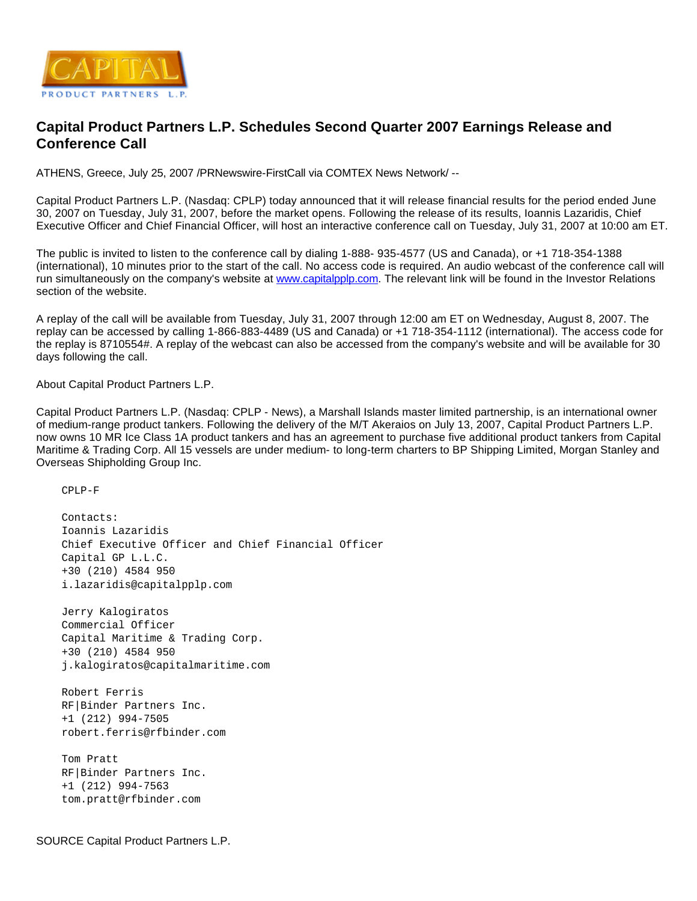# Capital Product Partners L.P. Schedules Second Quarter 2007 Earnings Release and Conference Call

ATHENS, Greece, July 25, 2007 /PRNewswire-FirstCall via COMTEX News Network/ --

Capital Product Partners L.P. (Nasdaq: CPLP) today announced that it will release financial results for the period ended June 30, 2007 on Tuesday, July 31, 2007, before the market opens. Following the release of its results, Ioannis Lazaridis, Chief Executive Officer and Chief Financial Officer, will host an interactive conference call on Tuesday, July 31, 2007 at 10:00 am ET.

The public is invited to listen to the conference call by dialing 1-888- 935-4577 (US and Canada), or +1 718-354-1388 (international), 10 minutes prior to the start of the call. No access code is required. An audio webcast of the conference call will run simultaneously on the company's website at www.capitalpplp.com. The relevant link will be found in the Investor Relations section of the website.

A replay of the call will be available from Tuesday, July 31, 2007 through 12:00 am ET on Wednesday, August 8, 2007. The replay can be accessed by calling 1-866-883-4489 (US and Canada) or +1 718-354-1112 (international). The access code for the replay is 8710554#. A replay of the webcast can also be accessed from the company's website and will be available for 30 days following the call.

About Capital Product Partners L.P.

Capital Product Partners L.P. (Nasdaq: CPLP - News), a Marshall Islands master limited partnership, is an international owner of medium-range product tankers. Following the delivery of the M/T Akeraios on July 13, 2007, Capital Product Partners L.P. now owns 10 MR Ice Class 1A product tankers and has an agreement to purchase five additional product tankers from Capital Maritime & Trading Corp. All 15 vessels are under medium- to long-term charters to BP Shipping Limited, Morgan Stanley and Overseas Shipholding Group Inc.

CPLP-F

Contacts:
Ioannis Lazaridis
Chief Executive Officer and Chief Financial Officer
Capital GP L.L.C.
+30 (210) 4584 950
i.lazaridis@capitalpplp.com

Jerry Kalogiratos
Commercial Officer
Capital Maritime & Trading Corp.
+30 (210) 4584 950
j.kalogiratos@capitalmaritime.com

Robert Ferris
RF|Binder Partners Inc.
+1 (212) 994-7505
robert.ferris@rfbinder.com

Tom Pratt
RF|Binder Partners Inc.
+1 (212) 994-7563
tom.pratt@rfbinder.com

SOURCE Capital Product Partners L.P.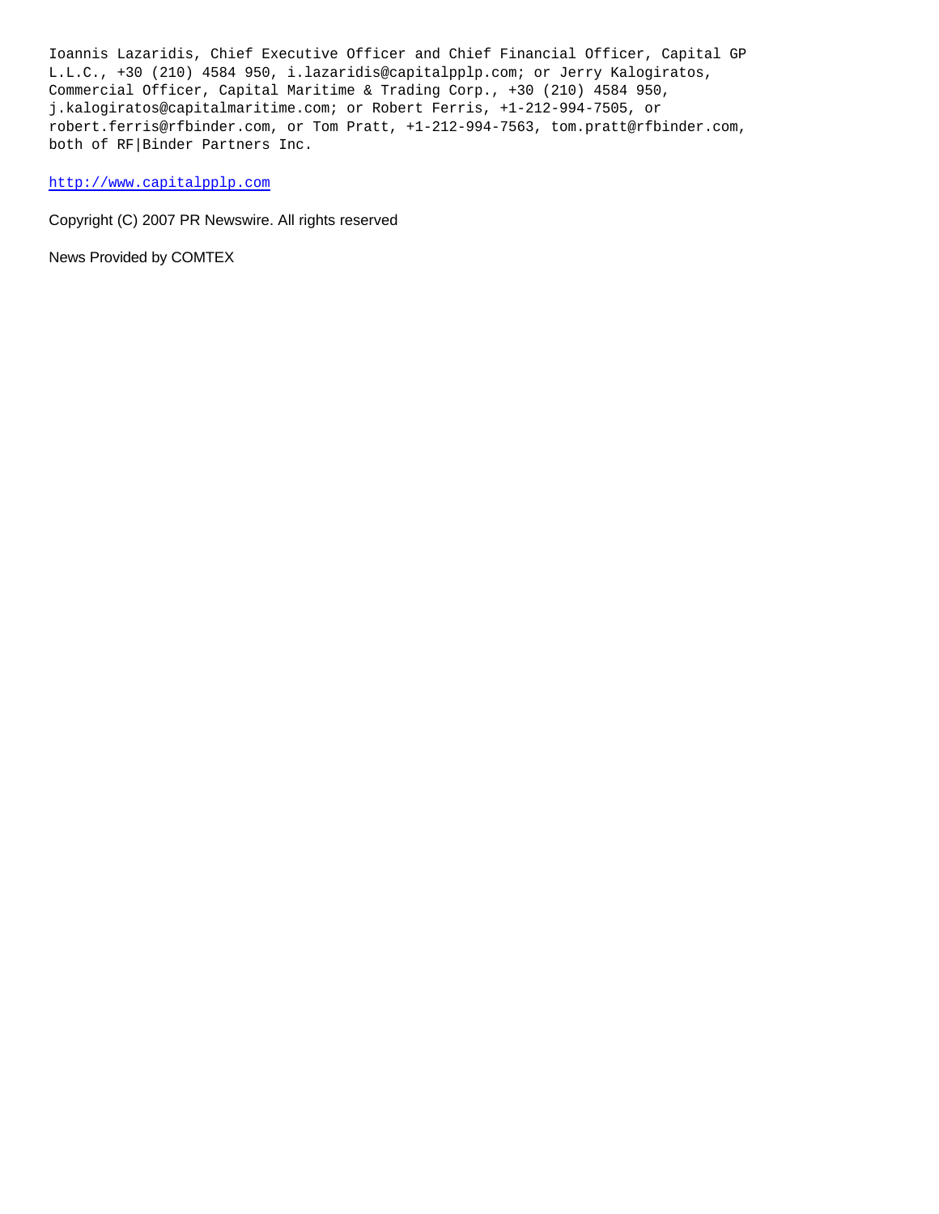Ioannis Lazaridis, Chief Executive Officer and Chief Financial Officer, Capital GP L.L.C., +30 (210) 4584 950, i.lazaridis@capitalpplp.com; or Jerry Kalogiratos, Commercial Officer, Capital Maritime & Trading Corp., +30 (210) 4584 950, j.kalogiratos@capitalmaritime.com; or Robert Ferris, +1-212-994-7505, or robert.ferris@rfbinder.com, or Tom Pratt, +1-212-994-7563, tom.pratt@rfbinder.com, both of RF|Binder Partners Inc.

http://www.capitalpplp.com

Copyright (C) 2007 PR Newswire. All rights reserved

News Provided by COMTEX